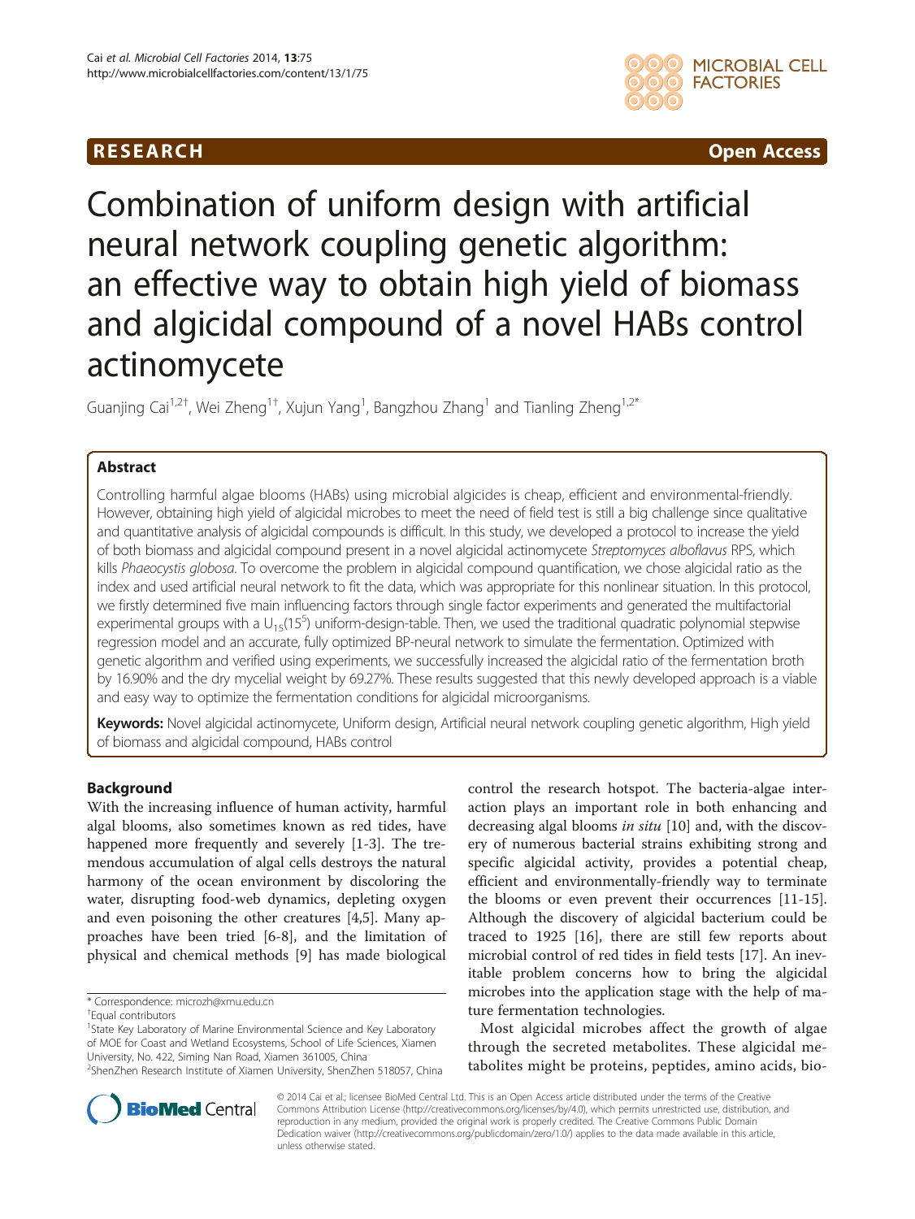RESEARCH Open Access

# Combination of uniform design with artificial neural network coupling genetic algorithm: an effective way to obtain high yield of biomass and algicidal compound of a novel HABs control actinomycete

Guanjing Cai[1,2†], Wei Zheng[1†], Xujun Yang[1], Bangzhou Zhang[1] and Tianling Zheng[1,2*]

## Abstract

Controlling harmful algae blooms (HABs) using microbial algicides is cheap, efficient and environmental-friendly. However, obtaining high yield of algicidal microbes to meet the need of field test is still a big challenge since qualitative and quantitative analysis of algicidal compounds is difficult. In this study, we developed a protocol to increase the yield of both biomass and algicidal compound present in a novel algicidal actinomycete *Streptomyces alboflavus* RPS, which kills *Phaeocystis globosa*. To overcome the problem in algicidal compound quantification, we chose algicidal ratio as the index and used artificial neural network to fit the data, which was appropriate for this nonlinear situation. In this protocol, we firstly determined five main influencing factors through single factor experiments and generated the multifactorial experimental groups with a $U_{15}(15^5)$ uniform-design-table. Then, we used the traditional quadratic polynomial stepwise regression model and an accurate, fully optimized BP-neural network to simulate the fermentation. Optimized with genetic algorithm and verified using experiments, we successfully increased the algicidal ratio of the fermentation broth by 16.90% and the dry mycelial weight by 69.27%. These results suggested that this newly developed approach is a viable and easy way to optimize the fermentation conditions for algicidal microorganisms.

**Keywords:** Novel algicidal actinomycete, Uniform design, Artificial neural network coupling genetic algorithm, High yield of biomass and algicidal compound, HABs control

## Background

With the increasing influence of human activity, harmful algal blooms, also sometimes known as red tides, have happened more frequently and severely [1-3]. The tremendous accumulation of algal cells destroys the natural harmony of the ocean environment by discoloring the water, disrupting food-web dynamics, depleting oxygen and even poisoning the other creatures [4,5]. Many approaches have been tried [6-8], and the limitation of physical and chemical methods [9] has made biological control the research hotspot. The bacteria-algae interaction plays an important role in both enhancing and decreasing algal blooms *in situ* [10] and, with the discovery of numerous bacterial strains exhibiting strong and specific algicidal activity, provides a potential cheap, efficient and environmentally-friendly way to terminate the blooms or even prevent their occurrences [11-15]. Although the discovery of algicidal bacterium could be traced to 1925 [16], there are still few reports about microbial control of red tides in field tests [17]. An inevitable problem concerns how to bring the algicidal microbes into the application stage with the help of mature fermentation technologies.

Most algicidal microbes affect the growth of algae through the secreted metabolites. These algicidal metabolites might be proteins, peptides, amino acids, bio-

\* Correspondence: microzh@xmu.edu.cn

†Equal contributors

[1]State Key Laboratory of Marine Environmental Science and Key Laboratory of MOE for Coast and Wetland Ecosystems, School of Life Sciences, Xiamen University, No. 422, Siming Nan Road, Xiamen 361005, China

[2]ShenZhen Research Institute of Xiamen University, ShenZhen 518057, China

© 2014 Cai et al.; licensee BioMed Central Ltd. This is an Open Access article distributed under the terms of the Creative Commons Attribution License (http://creativecommons.org/licenses/by/4.0), which permits unrestricted use, distribution, and reproduction in any medium, provided the original work is properly credited. The Creative Commons Public Domain Dedication waiver (http://creativecommons.org/publicdomain/zero/1.0/) applies to the data made available in this article, unless otherwise stated.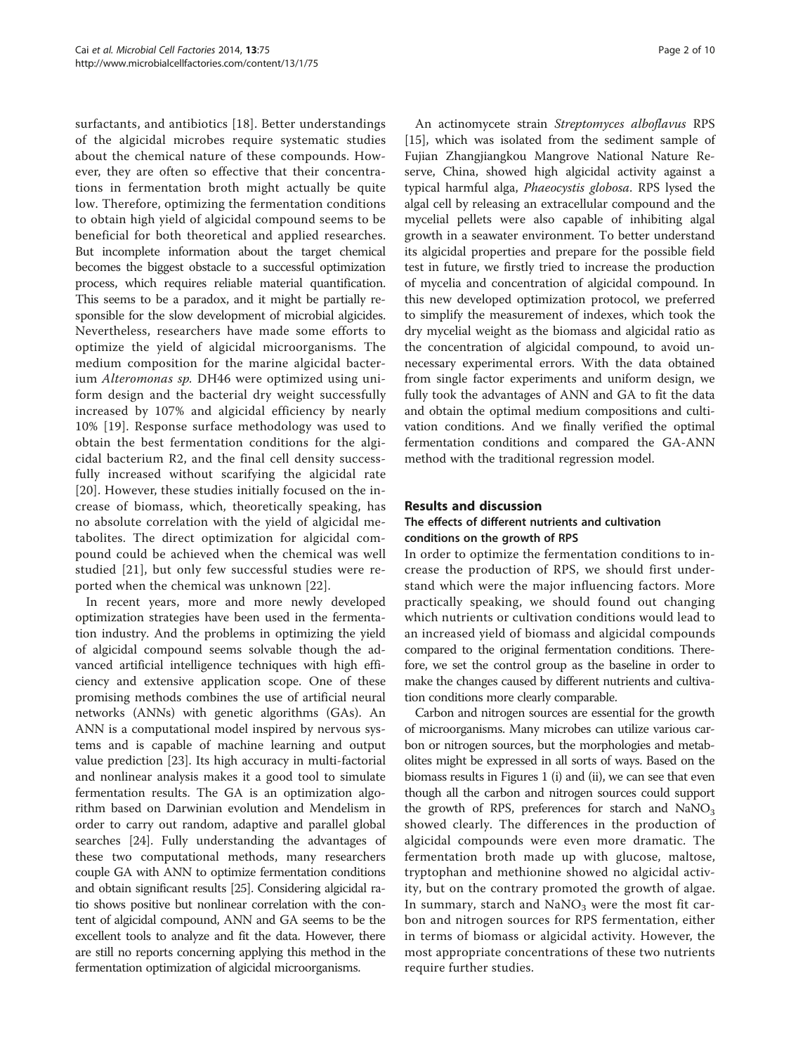surfactants, and antibiotics [18]. Better understandings of the algicidal microbes require systematic studies about the chemical nature of these compounds. However, they are often so effective that their concentrations in fermentation broth might actually be quite low. Therefore, optimizing the fermentation conditions to obtain high yield of algicidal compound seems to be beneficial for both theoretical and applied researches. But incomplete information about the target chemical becomes the biggest obstacle to a successful optimization process, which requires reliable material quantification. This seems to be a paradox, and it might be partially responsible for the slow development of microbial algicides. Nevertheless, researchers have made some efforts to optimize the yield of algicidal microorganisms. The medium composition for the marine algicidal bacterium *Alteromonas sp.* DH46 were optimized using uniform design and the bacterial dry weight successfully increased by 107% and algicidal efficiency by nearly 10% [19]. Response surface methodology was used to obtain the best fermentation conditions for the algicidal bacterium R2, and the final cell density successfully increased without scarifying the algicidal rate [20]. However, these studies initially focused on the increase of biomass, which, theoretically speaking, has no absolute correlation with the yield of algicidal metabolites. The direct optimization for algicidal compound could be achieved when the chemical was well studied [21], but only few successful studies were reported when the chemical was unknown [22].

In recent years, more and more newly developed optimization strategies have been used in the fermentation industry. And the problems in optimizing the yield of algicidal compound seems solvable though the advanced artificial intelligence techniques with high efficiency and extensive application scope. One of these promising methods combines the use of artificial neural networks (ANNs) with genetic algorithms (GAs). An ANN is a computational model inspired by nervous systems and is capable of machine learning and output value prediction [23]. Its high accuracy in multi-factorial and nonlinear analysis makes it a good tool to simulate fermentation results. The GA is an optimization algorithm based on Darwinian evolution and Mendelism in order to carry out random, adaptive and parallel global searches [24]. Fully understanding the advantages of these two computational methods, many researchers couple GA with ANN to optimize fermentation conditions and obtain significant results [25]. Considering algicidal ratio shows positive but nonlinear correlation with the content of algicidal compound, ANN and GA seems to be the excellent tools to analyze and fit the data. However, there are still no reports concerning applying this method in the fermentation optimization of algicidal microorganisms.

An actinomycete strain *Streptomyces alboflavus* RPS [15], which was isolated from the sediment sample of Fujian Zhangjiangkou Mangrove National Nature Reserve, China, showed high algicidal activity against a typical harmful alga, *Phaeocystis globosa*. RPS lysed the algal cell by releasing an extracellular compound and the mycelial pellets were also capable of inhibiting algal growth in a seawater environment. To better understand its algicidal properties and prepare for the possible field test in future, we firstly tried to increase the production of mycelia and concentration of algicidal compound. In this new developed optimization protocol, we preferred to simplify the measurement of indexes, which took the dry mycelial weight as the biomass and algicidal ratio as the concentration of algicidal compound, to avoid unnecessary experimental errors. With the data obtained from single factor experiments and uniform design, we fully took the advantages of ANN and GA to fit the data and obtain the optimal medium compositions and cultivation conditions. And we finally verified the optimal fermentation conditions and compared the GA-ANN method with the traditional regression model.

## Results and discussion

### The effects of different nutrients and cultivation conditions on the growth of RPS

In order to optimize the fermentation conditions to increase the production of RPS, we should first understand which were the major influencing factors. More practically speaking, we should found out changing which nutrients or cultivation conditions would lead to an increased yield of biomass and algicidal compounds compared to the original fermentation conditions. Therefore, we set the control group as the baseline in order to make the changes caused by different nutrients and cultivation conditions more clearly comparable.

Carbon and nitrogen sources are essential for the growth of microorganisms. Many microbes can utilize various carbon or nitrogen sources, but the morphologies and metabolites might be expressed in all sorts of ways. Based on the biomass results in Figures 1 (i) and (ii), we can see that even though all the carbon and nitrogen sources could support the growth of RPS, preferences for starch and $NaNO_3$ showed clearly. The differences in the production of algicidal compounds were even more dramatic. The fermentation broth made up with glucose, maltose, tryptophan and methionine showed no algicidal activity, but on the contrary promoted the growth of algae. In summary, starch and $NaNO_3$ were the most fit carbon and nitrogen sources for RPS fermentation, either in terms of biomass or algicidal activity. However, the most appropriate concentrations of these two nutrients require further studies.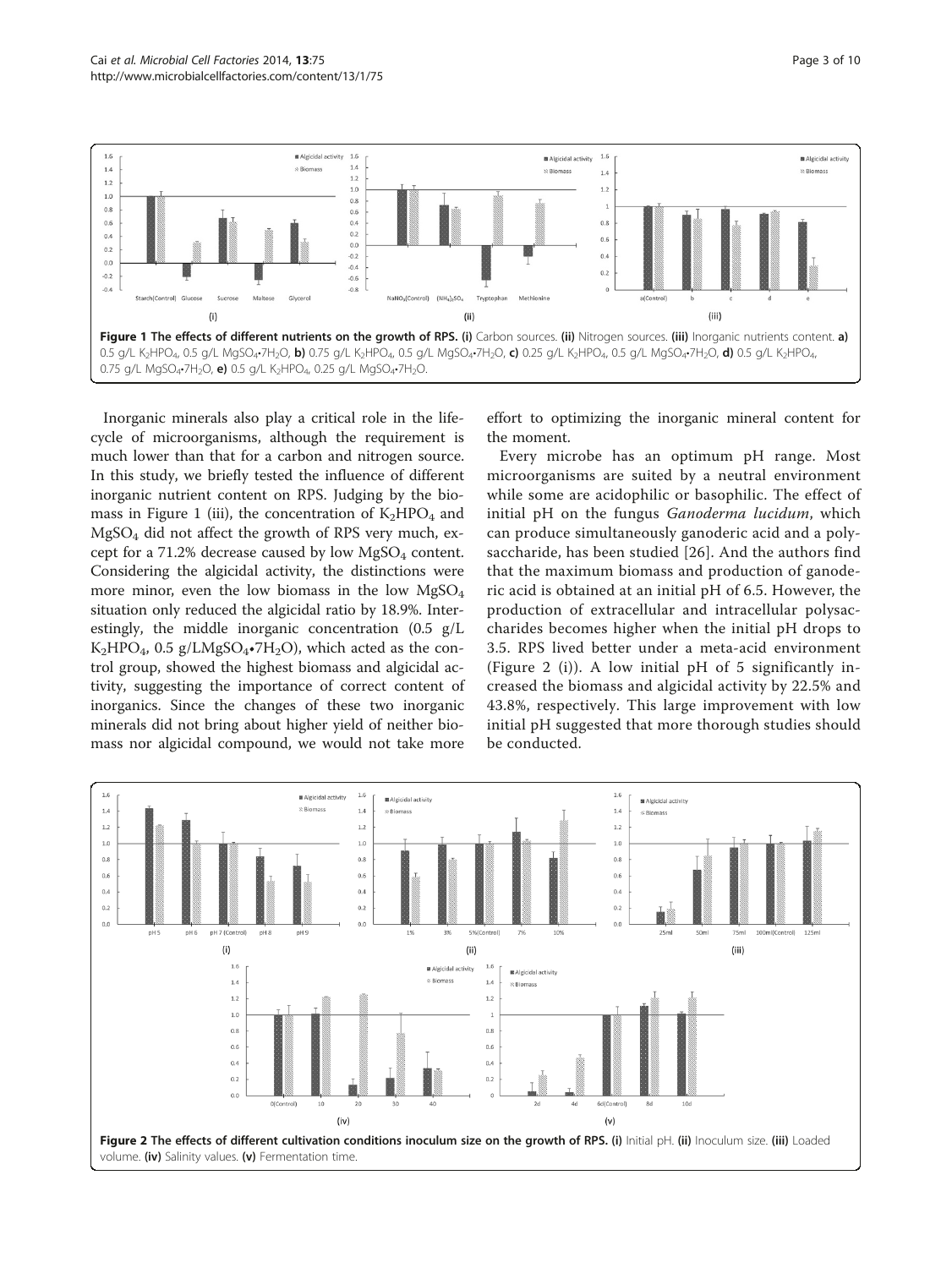**Figure 1 The effects of different nutrients on the growth of RPS. (i)** Carbon sources. **(ii)** Nitrogen sources. **(iii)** Inorganic nutrients content. **a)** 0.5 g/L $K_2HPO_4$, 0.5 g/L $MgSO_4$•$7H_2O$, **b)** 0.75 g/L $K_2HPO_4$, 0.5 g/L $MgSO_4$•$7H_2O$, **c)** 0.25 g/L $K_2HPO_4$, 0.5 g/L $MgSO_4$•$7H_2O$, **d)** 0.5 g/L $K_2HPO_4$, 0.75 g/L $MgSO_4$•$7H_2O$, **e)** 0.5 g/L $K_2HPO_4$, 0.25 g/L $MgSO_4$•$7H_2O$.

Inorganic minerals also play a critical role in the lifecycle of microorganisms, although the requirement is much lower than that for a carbon and nitrogen source. In this study, we briefly tested the influence of different inorganic nutrient content on RPS. Judging by the biomass in Figure 1 (iii), the concentration of $K_2HPO_4$ and $MgSO_4$ did not affect the growth of RPS very much, except for a 71.2% decrease caused by low $MgSO_4$ content. Considering the algicidal activity, the distinctions were more minor, even the low biomass in the low $MgSO_4$ situation only reduced the algicidal ratio by 18.9%. Interestingly, the middle inorganic concentration (0.5 g/L $K_2HPO_4$, 0.5 g/L$MgSO_4$•$7H_2O$), which acted as the control group, showed the highest biomass and algicidal activity, suggesting the importance of correct content of inorganics. Since the changes of these two inorganic minerals did not bring about higher yield of neither biomass nor algicidal compound, we would not take more effort to optimizing the inorganic mineral content for the moment.

Every microbe has an optimum pH range. Most microorganisms are suited by a neutral environment while some are acidophilic or basophilic. The effect of initial pH on the fungus *Ganoderma lucidum*, which can produce simultaneously ganoderic acid and a polysaccharide, has been studied [26]. And the authors find that the maximum biomass and production of ganoderic acid is obtained at an initial pH of 6.5. However, the production of extracellular and intracellular polysaccharides becomes higher when the initial pH drops to 3.5. RPS lived better under a meta-acid environment (Figure 2 (i)). A low initial pH of 5 significantly increased the biomass and algicidal activity by 22.5% and 43.8%, respectively. This large improvement with low initial pH suggested that more thorough studies should be conducted.

**Figure 2 The effects of different cultivation conditions inoculum size on the growth of RPS. (i)** Initial pH. **(ii)** Inoculum size. **(iii)** Loaded volume. **(iv)** Salinity values. **(v)** Fermentation time.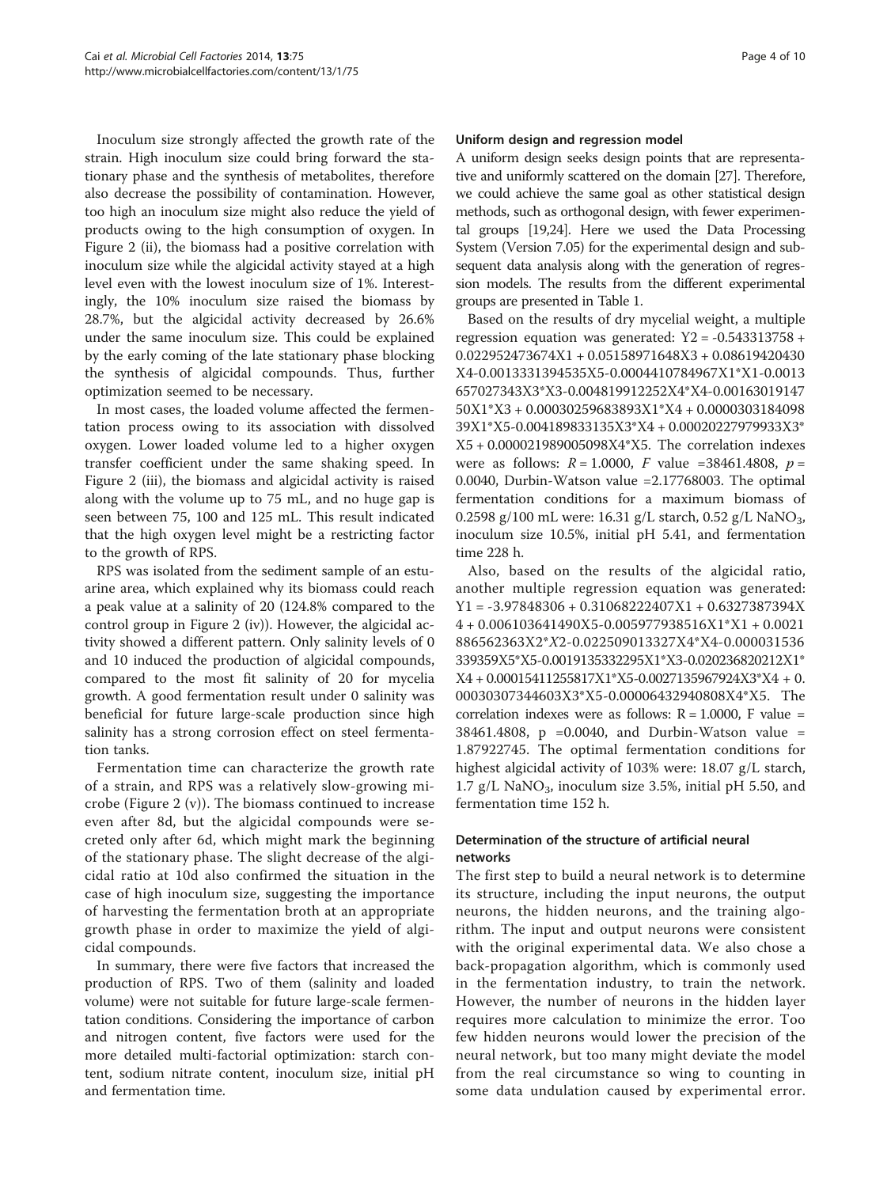Inoculum size strongly affected the growth rate of the strain. High inoculum size could bring forward the stationary phase and the synthesis of metabolites, therefore also decrease the possibility of contamination. However, too high an inoculum size might also reduce the yield of products owing to the high consumption of oxygen. In Figure 2 (ii), the biomass had a positive correlation with inoculum size while the algicidal activity stayed at a high level even with the lowest inoculum size of 1%. Interestingly, the 10% inoculum size raised the biomass by 28.7%, but the algicidal activity decreased by 26.6% under the same inoculum size. This could be explained by the early coming of the late stationary phase blocking the synthesis of algicidal compounds. Thus, further optimization seemed to be necessary.

In most cases, the loaded volume affected the fermentation process owing to its association with dissolved oxygen. Lower loaded volume led to a higher oxygen transfer coefficient under the same shaking speed. In Figure 2 (iii), the biomass and algicidal activity is raised along with the volume up to 75 mL, and no huge gap is seen between 75, 100 and 125 mL. This result indicated that the high oxygen level might be a restricting factor to the growth of RPS.

RPS was isolated from the sediment sample of an estuarine area, which explained why its biomass could reach a peak value at a salinity of 20 (124.8% compared to the control group in Figure 2 (iv)). However, the algicidal activity showed a different pattern. Only salinity levels of 0 and 10 induced the production of algicidal compounds, compared to the most fit salinity of 20 for mycelia growth. A good fermentation result under 0 salinity was beneficial for future large-scale production since high salinity has a strong corrosion effect on steel fermentation tanks.

Fermentation time can characterize the growth rate of a strain, and RPS was a relatively slow-growing microbe (Figure 2 (v)). The biomass continued to increase even after 8d, but the algicidal compounds were secreted only after 6d, which might mark the beginning of the stationary phase. The slight decrease of the algicidal ratio at 10d also confirmed the situation in the case of high inoculum size, suggesting the importance of harvesting the fermentation broth at an appropriate growth phase in order to maximize the yield of algicidal compounds.

In summary, there were five factors that increased the production of RPS. Two of them (salinity and loaded volume) were not suitable for future large-scale fermentation conditions. Considering the importance of carbon and nitrogen content, five factors were used for the more detailed multi-factorial optimization: starch content, sodium nitrate content, inoculum size, initial pH and fermentation time.

### Uniform design and regression model

A uniform design seeks design points that are representative and uniformly scattered on the domain [27]. Therefore, we could achieve the same goal as other statistical design methods, such as orthogonal design, with fewer experimental groups [19,24]. Here we used the Data Processing System (Version 7.05) for the experimental design and subsequent data analysis along with the generation of regression models. The results from the different experimental groups are presented in Table 1.

Based on the results of dry mycelial weight, a multiple regression equation was generated: $Y2 = -0.543313758 + 0.022952473674X1 + 0.05158971648X3 + 0.08619420430X4 - 0.0013331394535X5 - 0.0004410784967X1*X1 - 0.0013657027343X3*X3 - 0.004819912252X4*X4 - 0.0016301914750X1*X3 + 0.00030259683893X1*X4 + 0.000030318409839X1*X5 - 0.004189833135X3*X4 + 0.00020227979933X3*X5 + 0.000021989005098X4*X5$. The correlation indexes were as follows: $R = 1.0000$, $F$ value $=38461.4808$, $p = 0.0040$, Durbin-Watson value =2.17768003. The optimal fermentation conditions for a maximum biomass of 0.2598 g/100 mL were: 16.31 g/L starch, 0.52 g/L $NaNO_3$, inoculum size 10.5%, initial pH 5.41, and fermentation time 228 h.

Also, based on the results of the algicidal ratio, another multiple regression equation was generated: $Y1 = -3.97848306 + 0.31068222407X1 + 0.6327387394X4 + 0.006103641490X5 - 0.005977938516X1*X1 + 0.0021886562363X2*X2 - 0.022509013327X4*X4 - 0.000031536339359X5*X5 - 0.0019135332295X1*X3 - 0.020236820212X1*X4 + 0.00015411255817X1*X5 - 0.0027135967924X3*X4 + 0.00030307344603X3*X5 - 0.00006432940808X4*X5$. The correlation indexes were as follows: $R = 1.0000$, F value = 38461.4808, p =0.0040, and Durbin-Watson value = 1.87922745. The optimal fermentation conditions for highest algicidal activity of 103% were: 18.07 g/L starch, 1.7 g/L $NaNO_3$, inoculum size 3.5%, initial pH 5.50, and fermentation time 152 h.

### Determination of the structure of artificial neural networks

The first step to build a neural network is to determine its structure, including the input neurons, the output neurons, the hidden neurons, and the training algorithm. The input and output neurons were consistent with the original experimental data. We also chose a back-propagation algorithm, which is commonly used in the fermentation industry, to train the network. However, the number of neurons in the hidden layer requires more calculation to minimize the error. Too few hidden neurons would lower the precision of the neural network, but too many might deviate the model from the real circumstance so wing to counting in some data undulation caused by experimental error.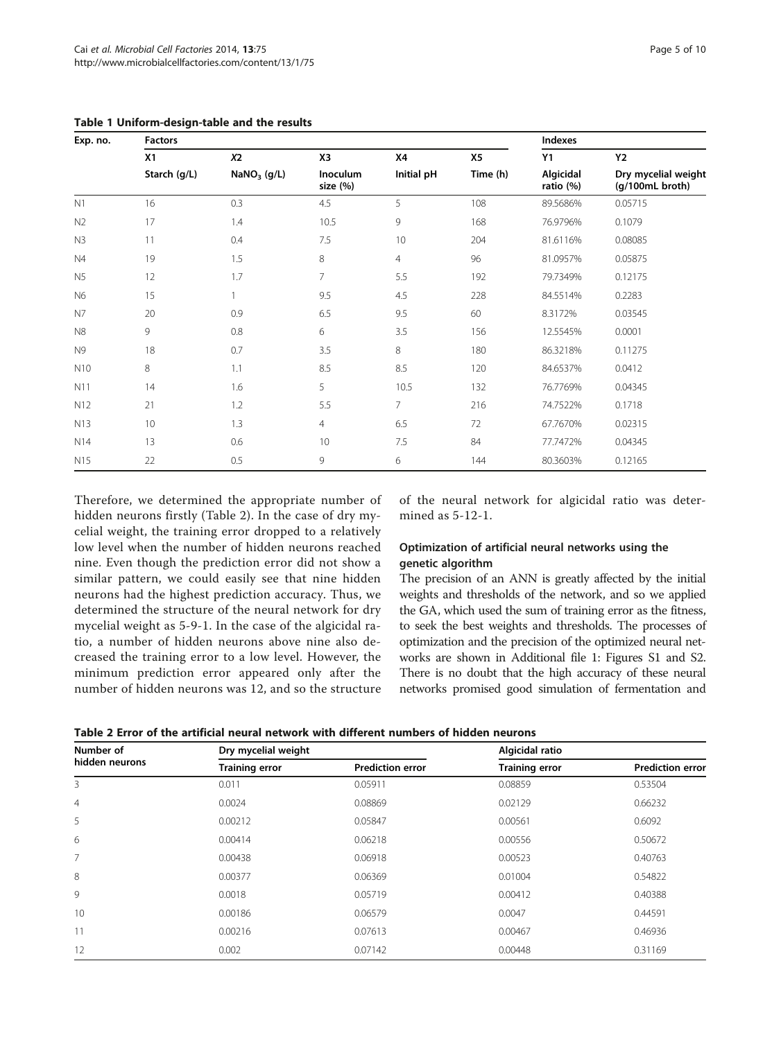**Table 1 Uniform-design-table and the results**

| Exp. no. | Factors | | | | | Indexes | |
|---|---|---|---|---|---|---|---|
| | X1 | X2 | X3 | X4 | X5 | Y1 | Y2 |
| | Starch (g/L) | $NaNO_3$ (g/L) | Inoculum size (%) | Initial pH | Time (h) | Algicidal ratio (%) | Dry mycelial weight (g/100mL broth) |
| N1 | 16 | 0.3 | 4.5 | 5 | 108 | 89.5686% | 0.05715 |
| N2 | 17 | 1.4 | 10.5 | 9 | 168 | 76.9796% | 0.1079 |
| N3 | 11 | 0.4 | 7.5 | 10 | 204 | 81.6116% | 0.08085 |
| N4 | 19 | 1.5 | 8 | 4 | 96 | 81.0957% | 0.05875 |
| N5 | 12 | 1.7 | 7 | 5.5 | 192 | 79.7349% | 0.12175 |
| N6 | 15 | 1 | 9.5 | 4.5 | 228 | 84.5514% | 0.2283 |
| N7 | 20 | 0.9 | 6.5 | 9.5 | 60 | 8.3172% | 0.03545 |
| N8 | 9 | 0.8 | 6 | 3.5 | 156 | 12.5545% | 0.0001 |
| N9 | 18 | 0.7 | 3.5 | 8 | 180 | 86.3218% | 0.11275 |
| N10 | 8 | 1.1 | 8.5 | 8.5 | 120 | 84.6537% | 0.0412 |
| N11 | 14 | 1.6 | 5 | 10.5 | 132 | 76.7769% | 0.04345 |
| N12 | 21 | 1.2 | 5.5 | 7 | 216 | 74.7522% | 0.1718 |
| N13 | 10 | 1.3 | 4 | 6.5 | 72 | 67.7670% | 0.02315 |
| N14 | 13 | 0.6 | 10 | 7.5 | 84 | 77.7472% | 0.04345 |
| N15 | 22 | 0.5 | 9 | 6 | 144 | 80.3603% | 0.12165 |

Therefore, we determined the appropriate number of hidden neurons firstly (Table 2). In the case of dry mycelial weight, the training error dropped to a relatively low level when the number of hidden neurons reached nine. Even though the prediction error did not show a similar pattern, we could easily see that nine hidden neurons had the highest prediction accuracy. Thus, we determined the structure of the neural network for dry mycelial weight as 5-9-1. In the case of the algicidal ratio, a number of hidden neurons above nine also decreased the training error to a low level. However, the minimum prediction error appeared only after the number of hidden neurons was 12, and so the structure of the neural network for algicidal ratio was determined as 5-12-1.

### Optimization of artificial neural networks using the genetic algorithm

The precision of an ANN is greatly affected by the initial weights and thresholds of the network, and so we applied the GA, which used the sum of training error as the fitness, to seek the best weights and thresholds. The processes of optimization and the precision of the optimized neural networks are shown in Additional file 1: Figures S1 and S2. There is no doubt that the high accuracy of these neural networks promised good simulation of fermentation and

**Table 2 Error of the artificial neural network with different numbers of hidden neurons**

| Number of hidden neurons | Dry mycelial weight | | Algicidal ratio | |
|---|---|---|---|---|
| | Training error | Prediction error | Training error | Prediction error |
| 3 | 0.011 | 0.05911 | 0.08859 | 0.53504 |
| 4 | 0.0024 | 0.08869 | 0.02129 | 0.66232 |
| 5 | 0.00212 | 0.05847 | 0.00561 | 0.6092 |
| 6 | 0.00414 | 0.06218 | 0.00556 | 0.50672 |
| 7 | 0.00438 | 0.06918 | 0.00523 | 0.40763 |
| 8 | 0.00377 | 0.06369 | 0.01004 | 0.54822 |
| 9 | 0.0018 | 0.05719 | 0.00412 | 0.40388 |
| 10 | 0.00186 | 0.06579 | 0.0047 | 0.44591 |
| 11 | 0.00216 | 0.07613 | 0.00467 | 0.46936 |
| 12 | 0.002 | 0.07142 | 0.00448 | 0.31169 |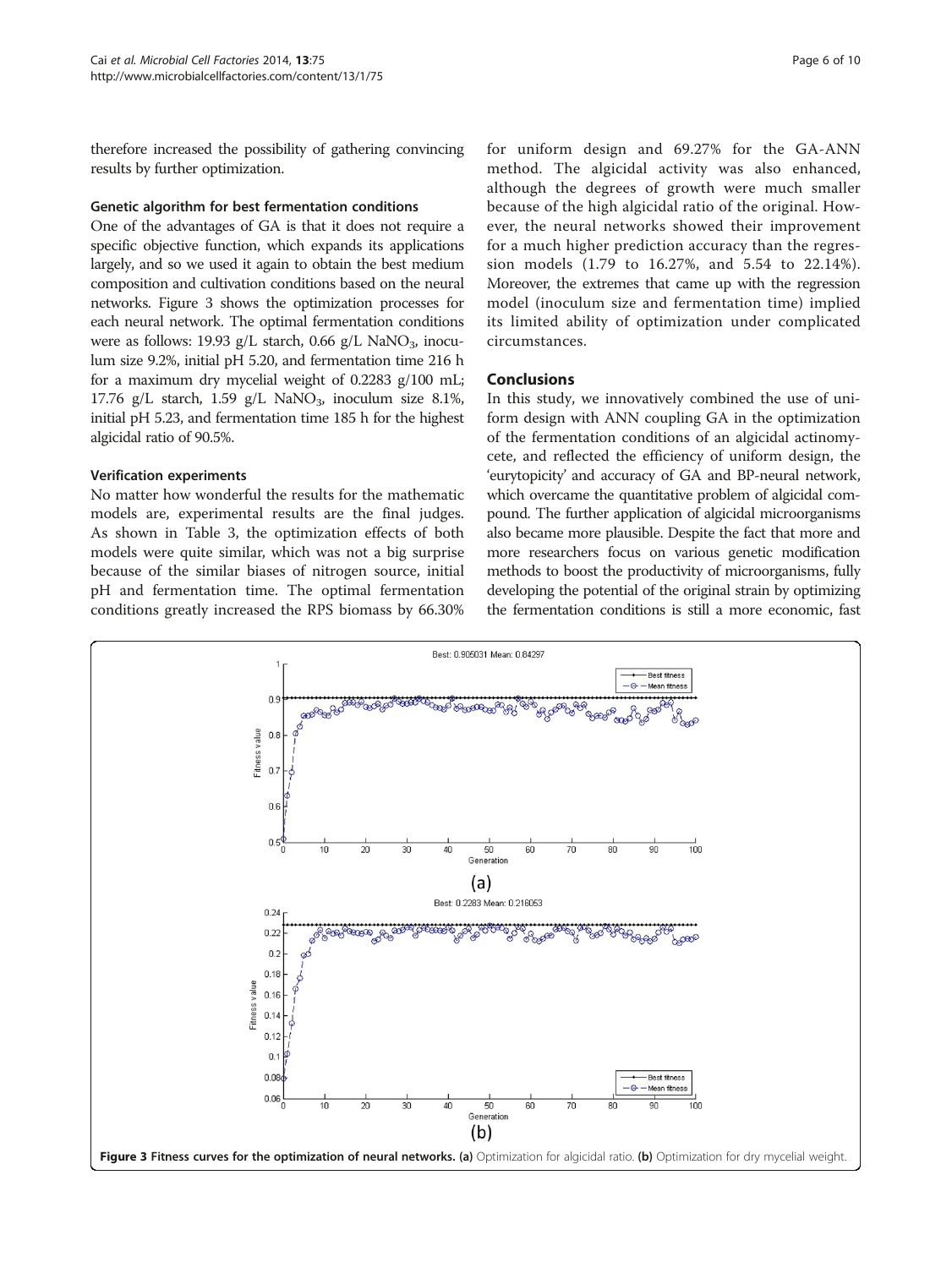therefore increased the possibility of gathering convincing results by further optimization.

### Genetic algorithm for best fermentation conditions

One of the advantages of GA is that it does not require a specific objective function, which expands its applications largely, and so we used it again to obtain the best medium composition and cultivation conditions based on the neural networks. Figure 3 shows the optimization processes for each neural network. The optimal fermentation conditions were as follows: 19.93 g/L starch, 0.66 g/L $NaNO_3$, inoculum size 9.2%, initial pH 5.20, and fermentation time 216 h for a maximum dry mycelial weight of 0.2283 g/100 mL; 17.76 g/L starch, 1.59 g/L $NaNO_3$, inoculum size 8.1%, initial pH 5.23, and fermentation time 185 h for the highest algicidal ratio of 90.5%.

### Verification experiments

No matter how wonderful the results for the mathematic models are, experimental results are the final judges. As shown in Table 3, the optimization effects of both models were quite similar, which was not a big surprise because of the similar biases of nitrogen source, initial pH and fermentation time. The optimal fermentation conditions greatly increased the RPS biomass by 66.30% for uniform design and 69.27% for the GA-ANN method. The algicidal activity was also enhanced, although the degrees of growth were much smaller because of the high algicidal ratio of the original. However, the neural networks showed their improvement for a much higher prediction accuracy than the regression models (1.79 to 16.27%, and 5.54 to 22.14%). Moreover, the extremes that came up with the regression model (inoculum size and fermentation time) implied its limited ability of optimization under complicated circumstances.

## Conclusions

In this study, we innovatively combined the use of uniform design with ANN coupling GA in the optimization of the fermentation conditions of an algicidal actinomycete, and reflected the efficiency of uniform design, the 'eurytopicity' and accuracy of GA and BP-neural network, which overcame the quantitative problem of algicidal compound. The further application of algicidal microorganisms also became more plausible. Despite the fact that more and more researchers focus on various genetic modification methods to boost the productivity of microorganisms, fully developing the potential of the original strain by optimizing the fermentation conditions is still a more economic, fast

**Figure 3 Fitness curves for the optimization of neural networks.** **(a)** Optimization for algicidal ratio. **(b)** Optimization for dry mycelial weight.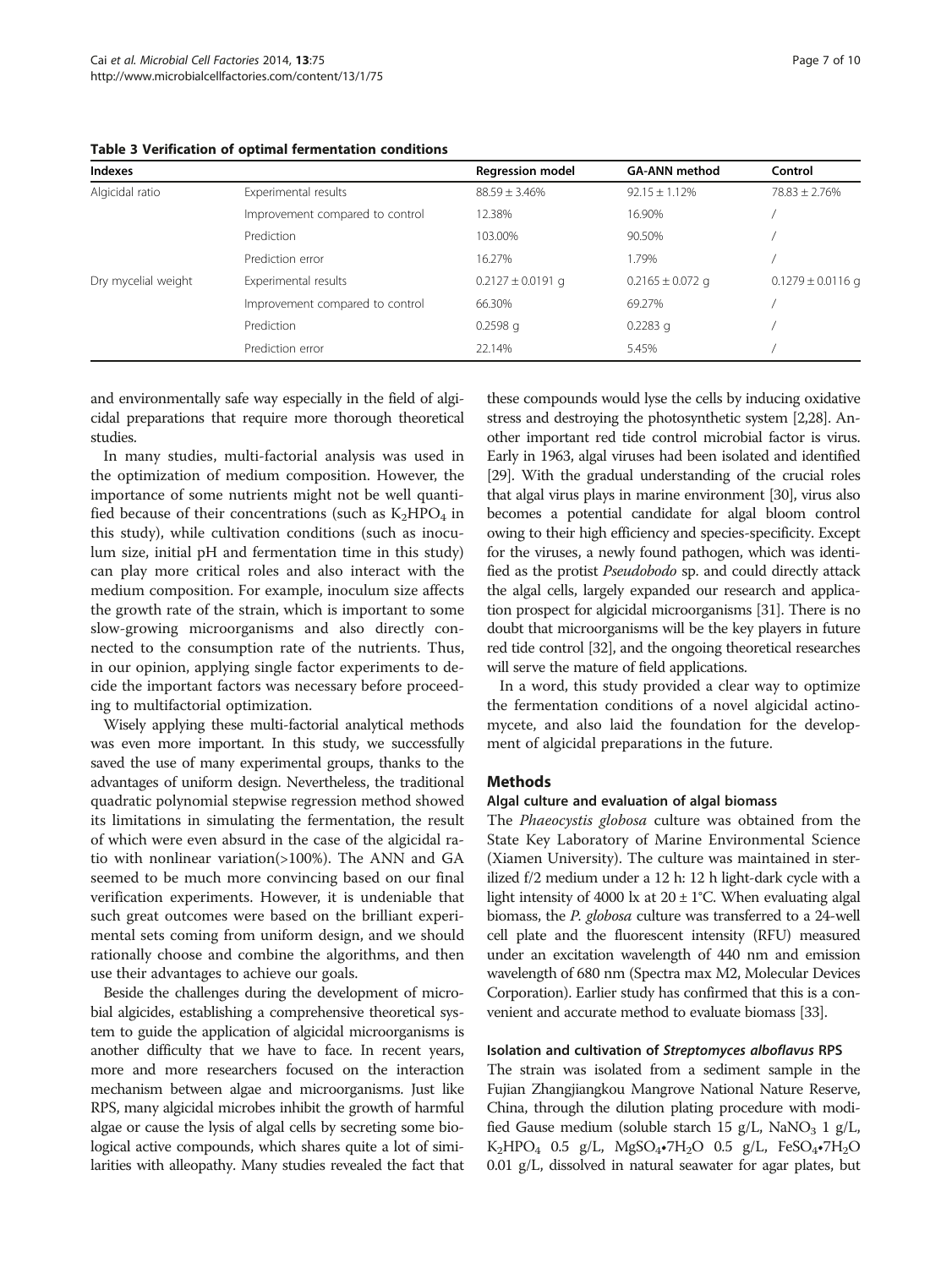**Table 3 Verification of optimal fermentation conditions**

| Indexes | | Regression model | GA-ANN method | Control |
|---|---|---|---|---|
| Algicidal ratio | Experimental results | 88.59 ± 3.46% | 92.15 ± 1.12% | 78.83 ± 2.76% |
| | Improvement compared to control | 12.38% | 16.90% | / |
| | Prediction | 103.00% | 90.50% | / |
| | Prediction error | 16.27% | 1.79% | / |
| Dry mycelial weight | Experimental results | 0.2127 ± 0.0191 g | 0.2165 ± 0.072 g | 0.1279 ± 0.0116 g |
| | Improvement compared to control | 66.30% | 69.27% | / |
| | Prediction | 0.2598 g | 0.2283 g | / |
| | Prediction error | 22.14% | 5.45% | / |

and environmentally safe way especially in the field of algicidal preparations that require more thorough theoretical studies.

In many studies, multi-factorial analysis was used in the optimization of medium composition. However, the importance of some nutrients might not be well quantified because of their concentrations (such as $K_2HPO_4$ in this study), while cultivation conditions (such as inoculum size, initial pH and fermentation time in this study) can play more critical roles and also interact with the medium composition. For example, inoculum size affects the growth rate of the strain, which is important to some slow-growing microorganisms and also directly connected to the consumption rate of the nutrients. Thus, in our opinion, applying single factor experiments to decide the important factors was necessary before proceeding to multifactorial optimization.

Wisely applying these multi-factorial analytical methods was even more important. In this study, we successfully saved the use of many experimental groups, thanks to the advantages of uniform design. Nevertheless, the traditional quadratic polynomial stepwise regression method showed its limitations in simulating the fermentation, the result of which were even absurd in the case of the algicidal ratio with nonlinear variation(>100%). The ANN and GA seemed to be much more convincing based on our final verification experiments. However, it is undeniable that such great outcomes were based on the brilliant experimental sets coming from uniform design, and we should rationally choose and combine the algorithms, and then use their advantages to achieve our goals.

Beside the challenges during the development of microbial algicides, establishing a comprehensive theoretical system to guide the application of algicidal microorganisms is another difficulty that we have to face. In recent years, more and more researchers focused on the interaction mechanism between algae and microorganisms. Just like RPS, many algicidal microbes inhibit the growth of harmful algae or cause the lysis of algal cells by secreting some biological active compounds, which shares quite a lot of similarities with alleopathy. Many studies revealed the fact that these compounds would lyse the cells by inducing oxidative stress and destroying the photosynthetic system [2,28]. Another important red tide control microbial factor is virus. Early in 1963, algal viruses had been isolated and identified [29]. With the gradual understanding of the crucial roles that algal virus plays in marine environment [30], virus also becomes a potential candidate for algal bloom control owing to their high efficiency and species-specificity. Except for the viruses, a newly found pathogen, which was identified as the protist *Pseudobodo* sp. and could directly attack the algal cells, largely expanded our research and application prospect for algicidal microorganisms [31]. There is no doubt that microorganisms will be the key players in future red tide control [32], and the ongoing theoretical researches will serve the mature of field applications.

In a word, this study provided a clear way to optimize the fermentation conditions of a novel algicidal actinomycete, and also laid the foundation for the development of algicidal preparations in the future.

## Methods

### Algal culture and evaluation of algal biomass

The *Phaeocystis globosa* culture was obtained from the State Key Laboratory of Marine Environmental Science (Xiamen University). The culture was maintained in sterilized f/2 medium under a 12 h: 12 h light-dark cycle with a light intensity of 4000 lx at 20 ± 1°C. When evaluating algal biomass, the *P. globosa* culture was transferred to a 24-well cell plate and the fluorescent intensity (RFU) measured under an excitation wavelength of 440 nm and emission wavelength of 680 nm (Spectra max M2, Molecular Devices Corporation). Earlier study has confirmed that this is a convenient and accurate method to evaluate biomass [33].

### Isolation and cultivation of *Streptomyces alboflavus* RPS

The strain was isolated from a sediment sample in the Fujian Zhangjiangkou Mangrove National Nature Reserve, China, through the dilution plating procedure with modified Gause medium (soluble starch 15 g/L, $NaNO_3$ 1 g/L, $K_2HPO_4$ 0.5 g/L, $MgSO_4{\bullet}7H_2O$ 0.5 g/L, $FeSO_4{\bullet}7H_2O$ 0.01 g/L, dissolved in natural seawater for agar plates, but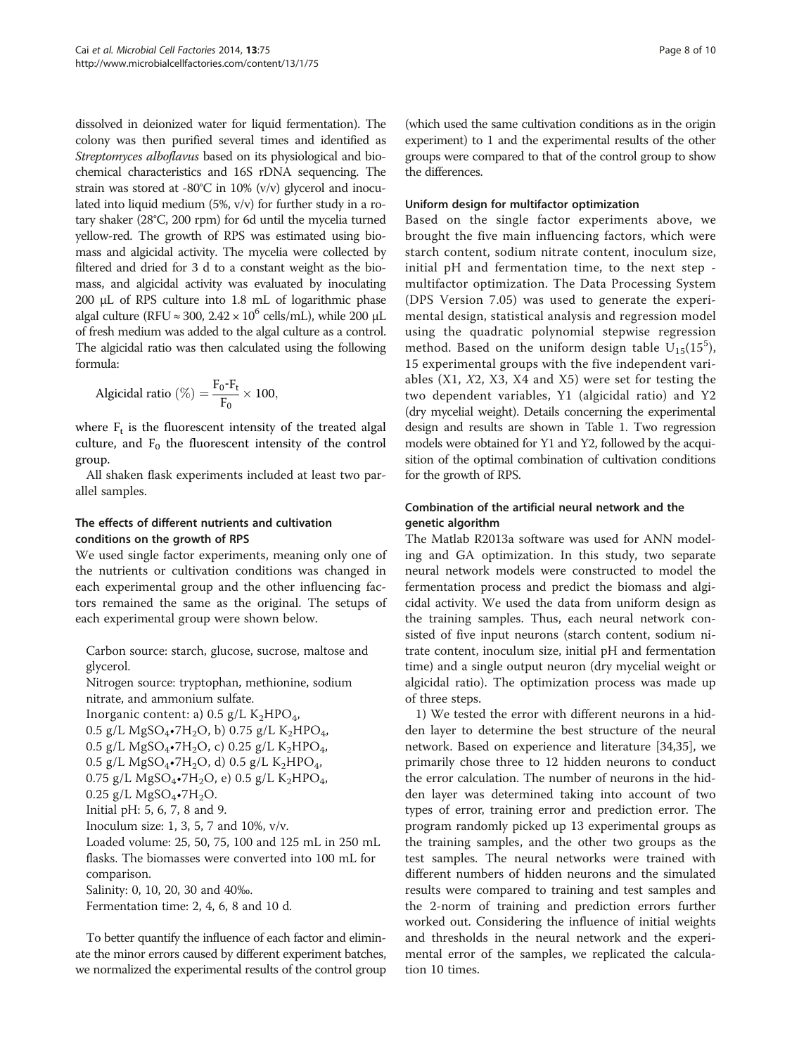dissolved in deionized water for liquid fermentation). The colony was then purified several times and identified as *Streptomyces alboflavus* based on its physiological and biochemical characteristics and 16S rDNA sequencing. The strain was stored at -80°C in 10% (v/v) glycerol and inoculated into liquid medium (5%, v/v) for further study in a rotary shaker (28°C, 200 rpm) for 6d until the mycelia turned yellow-red. The growth of RPS was estimated using biomass and algicidal activity. The mycelia were collected by filtered and dried for 3 d to a constant weight as the biomass, and algicidal activity was evaluated by inoculating 200 μL of RPS culture into 1.8 mL of logarithmic phase algal culture (RFU ≈ 300, $2.42 \times 10^6$ cells/mL), while 200 μL of fresh medium was added to the algal culture as a control. The algicidal ratio was then calculated using the following formula:

$$\text{Algicidal ratio } (\%) = \frac{F_0\text{-}F_t}{F_0} \times 100,$$

where $F_t$ is the fluorescent intensity of the treated algal culture, and $F_0$ the fluorescent intensity of the control group.

All shaken flask experiments included at least two parallel samples.

### The effects of different nutrients and cultivation conditions on the growth of RPS

We used single factor experiments, meaning only one of the nutrients or cultivation conditions was changed in each experimental group and the other influencing factors remained the same as the original. The setups of each experimental group were shown below.

Carbon source: starch, glucose, sucrose, maltose and glycerol.
Nitrogen source: tryptophan, methionine, sodium nitrate, and ammonium sulfate.
Inorganic content: a) 0.5 g/L $K_2HPO_4$, 0.5 g/L $MgSO_4 \cdot 7H_2O$, b) 0.75 g/L $K_2HPO_4$, 0.5 g/L $MgSO_4 \cdot 7H_2O$, c) 0.25 g/L $K_2HPO_4$, 0.5 g/L $MgSO_4 \cdot 7H_2O$, d) 0.5 g/L $K_2HPO_4$, 0.75 g/L $MgSO_4 \cdot 7H_2O$, e) 0.5 g/L $K_2HPO_4$, 0.25 g/L $MgSO_4 \cdot 7H_2O$.
Initial pH: 5, 6, 7, 8 and 9.
Inoculum size: 1, 3, 5, 7 and 10%, v/v.
Loaded volume: 25, 50, 75, 100 and 125 mL in 250 mL flasks. The biomasses were converted into 100 mL for comparison.
Salinity: 0, 10, 20, 30 and 40‰.
Fermentation time: 2, 4, 6, 8 and 10 d.

To better quantify the influence of each factor and eliminate the minor errors caused by different experiment batches, we normalized the experimental results of the control group (which used the same cultivation conditions as in the origin experiment) to 1 and the experimental results of the other groups were compared to that of the control group to show the differences.

### Uniform design for multifactor optimization

Based on the single factor experiments above, we brought the five main influencing factors, which were starch content, sodium nitrate content, inoculum size, initial pH and fermentation time, to the next step - multifactor optimization. The Data Processing System (DPS Version 7.05) was used to generate the experimental design, statistical analysis and regression model using the quadratic polynomial stepwise regression method. Based on the uniform design table $U_{15}(15^5)$, 15 experimental groups with the five independent variables (X1, *X*2, X3, X4 and X5) were set for testing the two dependent variables, Y1 (algicidal ratio) and Y2 (dry mycelial weight). Details concerning the experimental design and results are shown in Table 1. Two regression models were obtained for Y1 and Y2, followed by the acquisition of the optimal combination of cultivation conditions for the growth of RPS.

### Combination of the artificial neural network and the genetic algorithm

The Matlab R2013a software was used for ANN modeling and GA optimization. In this study, two separate neural network models were constructed to model the fermentation process and predict the biomass and algicidal activity. We used the data from uniform design as the training samples. Thus, each neural network consisted of five input neurons (starch content, sodium nitrate content, inoculum size, initial pH and fermentation time) and a single output neuron (dry mycelial weight or algicidal ratio). The optimization process was made up of three steps.

1) We tested the error with different neurons in a hidden layer to determine the best structure of the neural network. Based on experience and literature [34,35], we primarily chose three to 12 hidden neurons to conduct the error calculation. The number of neurons in the hidden layer was determined taking into account of two types of error, training error and prediction error. The program randomly picked up 13 experimental groups as the training samples, and the other two groups as the test samples. The neural networks were trained with different numbers of hidden neurons and the simulated results were compared to training and test samples and the 2-norm of training and prediction errors further worked out. Considering the influence of initial weights and thresholds in the neural network and the experimental error of the samples, we replicated the calculation 10 times.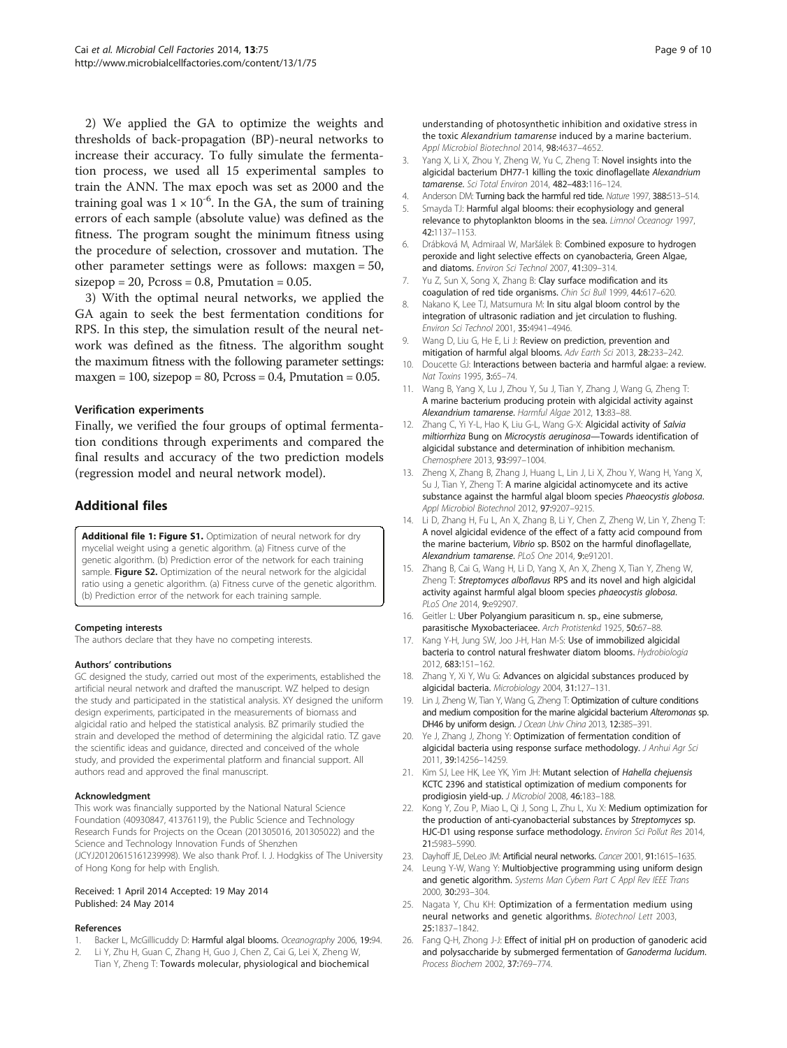2) We applied the GA to optimize the weights and thresholds of back-propagation (BP)-neural networks to increase their accuracy. To fully simulate the fermentation process, we used all 15 experimental samples to train the ANN. The max epoch was set as 2000 and the training goal was $1 \times 10^{-6}$. In the GA, the sum of training errors of each sample (absolute value) was defined as the fitness. The program sought the minimum fitness using the procedure of selection, crossover and mutation. The other parameter settings were as follows: maxgen = 50, sizepop = 20, Pcross = 0.8, Pmutation = 0.05.

3) With the optimal neural networks, we applied the GA again to seek the best fermentation conditions for RPS. In this step, the simulation result of the neural network was defined as the fitness. The algorithm sought the maximum fitness with the following parameter settings: maxgen = 100, sizepop = 80, Pcross = 0.4, Pmutation = 0.05.

### Verification experiments

Finally, we verified the four groups of optimal fermentation conditions through experiments and compared the final results and accuracy of the two prediction models (regression model and neural network model).

## Additional files

**Additional file 1: Figure S1.** Optimization of neural network for dry mycelial weight using a genetic algorithm. (a) Fitness curve of the genetic algorithm. (b) Prediction error of the network for each training sample. **Figure S2.** Optimization of the neural network for the algicidal ratio using a genetic algorithm. (a) Fitness curve of the genetic algorithm. (b) Prediction error of the network for each training sample.

#### Competing interests

The authors declare that they have no competing interests.

#### Authors' contributions

GC designed the study, carried out most of the experiments, established the artificial neural network and drafted the manuscript. WZ helped to design the study and participated in the statistical analysis. XY designed the uniform design experiments, participated in the measurements of biomass and algicidal ratio and helped the statistical analysis. BZ primarily studied the strain and developed the method of determining the algicidal ratio. TZ gave the scientific ideas and guidance, directed and conceived of the whole study, and provided the experimental platform and financial support. All authors read and approved the final manuscript.

#### Acknowledgment

This work was financially supported by the National Natural Science Foundation (40930847, 41376119), the Public Science and Technology Research Funds for Projects on the Ocean (201305016, 201305022) and the Science and Technology Innovation Funds of Shenzhen (JCYJ20120615161239998). We also thank Prof. I. J. Hodgkiss of The University of Hong Kong for help with English.

Received: 1 April 2014 Accepted: 19 May 2014
Published: 24 May 2014

#### References

1. Backer L, McGillicuddy D: **Harmful algal blooms.** *Oceanography* 2006, **19:**94.
2. Li Y, Zhu H, Guan C, Zhang H, Guo J, Chen Z, Cai G, Lei X, Zheng W, Tian Y, Zheng T: **Towards molecular, physiological and biochemical understanding of photosynthetic inhibition and oxidative stress in the toxic *Alexandrium tamarense* induced by a marine bacterium.** *Appl Microbiol Biotechnol* 2014, **98:**4637–4652.
3. Yang X, Li X, Zhou Y, Zheng W, Yu C, Zheng T: **Novel insights into the algicidal bacterium DH77-1 killing the toxic dinoflagellate *Alexandrium tamarense*.** *Sci Total Environ* 2014, **482–483:**116–124.
4. Anderson DM: **Turning back the harmful red tide.** *Nature* 1997, **388:**513–514.
5. Smayda TJ: **Harmful algal blooms: their ecophysiology and general relevance to phytoplankton blooms in the sea.** *Limnol Oceanogr* 1997, **42:**1137–1153.
6. Drábková M, Admiraal W, Maršálek B: **Combined exposure to hydrogen peroxide and light selective effects on cyanobacteria, Green Algae, and diatoms.** *Environ Sci Technol* 2007, **41:**309–314.
7. Yu Z, Sun X, Song X, Zhang B: **Clay surface modification and its coagulation of red tide organisms.** *Chin Sci Bull* 1999, **44:**617–620.
8. Nakano K, Lee TJ, Matsumura M: **In situ algal bloom control by the integration of ultrasonic radiation and jet circulation to flushing.** *Environ Sci Technol* 2001, **35:**4941–4946.
9. Wang D, Liu G, He E, Li J: **Review on prediction, prevention and mitigation of harmful algal blooms.** *Adv Earth Sci* 2013, **28:**233–242.
10. Doucette GJ: **Interactions between bacteria and harmful algae: a review.** *Nat Toxins* 1995, **3:**65–74.
11. Wang B, Yang X, Lu J, Zhou Y, Su J, Tian Y, Zhang J, Wang G, Zheng T: **A marine bacterium producing protein with algicidal activity against *Alexandrium tamarense*.** *Harmful Algae* 2012, **13:**83–88.
12. Zhang C, Yi Y-L, Hao K, Liu G-L, Wang G-X: **Algicidal activity of *Salvia miltiorrhiza* Bung on *Microcystis aeruginosa*—Towards identification of algicidal substance and determination of inhibition mechanism.** *Chemosphere* 2013, **93:**997–1004.
13. Zheng X, Zhang B, Zhang J, Huang L, Lin J, Li X, Zhou Y, Wang H, Yang X, Su J, Tian Y, Zheng T: **A marine algicidal actinomycete and its active substance against the harmful algal bloom species *Phaeocystis globosa*.** *Appl Microbiol Biotechnol* 2012, **97:**9207–9215.
14. Li D, Zhang H, Fu L, An X, Zhang B, Li Y, Chen Z, Zheng W, Lin Y, Zheng T: **A novel algicidal evidence of the effect of a fatty acid compound from the marine bacterium, *Vibrio* sp. BS02 on the harmful dinoflagellate, *Alexandrium tamarense*.** *PLoS One* 2014, **9:**e91201.
15. Zhang B, Cai G, Wang H, Li D, Yang X, An X, Zheng X, Tian Y, Zheng W, Zheng T: ***Streptomyces alboflavus* RPS and its novel and high algicidal activity against harmful algal bloom species *phaeocystis globosa*.** *PLoS One* 2014, **9:**e92907.
16. Geitler L: **Uber Polyangium parasiticum n. sp., eine submerse, parasitische Myxobacteriacee.** *Arch Protistenkd* 1925, **50:**67–88.
17. Kang Y-H, Jung SW, Joo J-H, Han M-S: **Use of immobilized algicidal bacteria to control natural freshwater diatom blooms.** *Hydrobiologia* 2012, **683:**151–162.
18. Zhang Y, Xi Y, Wu G: **Advances on algicidal substances produced by algicidal bacteria.** *Microbiology* 2004, **31:**127–131.
19. Lin J, Zheng W, Tian Y, Wang G, Zheng T: **Optimization of culture conditions and medium composition for the marine algicidal bacterium *Alteromonas* sp. DH46 by uniform design.** *J Ocean Univ China* 2013, **12:**385–391.
20. Ye J, Zhang J, Zhong Y: **Optimization of fermentation condition of algicidal bacteria using response surface methodology.** *J Anhui Agr Sci* 2011, **39:**14256–14259.
21. Kim SJ, Lee HK, Lee YK, Yim JH: **Mutant selection of *Hahella chejuensis* KCTC 2396 and statistical optimization of medium components for prodigiosin yield-up.** *J Microbiol* 2008, **46:**183–188.
22. Kong Y, Zou P, Miao L, Qi J, Song L, Zhu L, Xu X: **Medium optimization for the production of anti-cyanobacterial substances by *Streptomyces* sp. HJC-D1 using response surface methodology.** *Environ Sci Pollut Res* 2014, **21:**5983–5990.
23. Dayhoff JE, DeLeo JM: **Artificial neural networks.** *Cancer* 2001, **91:**1615–1635.
24. Leung Y-W, Wang Y: **Multiobjective programming using uniform design and genetic algorithm.** *Systems Man Cybern Part C Appl Rev IEEE Trans* 2000, **30:**293–304.
25. Nagata Y, Chu KH: **Optimization of a fermentation medium using neural networks and genetic algorithms.** *Biotechnol Lett* 2003, **25:**1837–1842.
26. Fang Q-H, Zhong J-J: **Effect of initial pH on production of ganoderic acid and polysaccharide by submerged fermentation of *Ganoderma lucidum*.** *Process Biochem* 2002, **37:**769–774.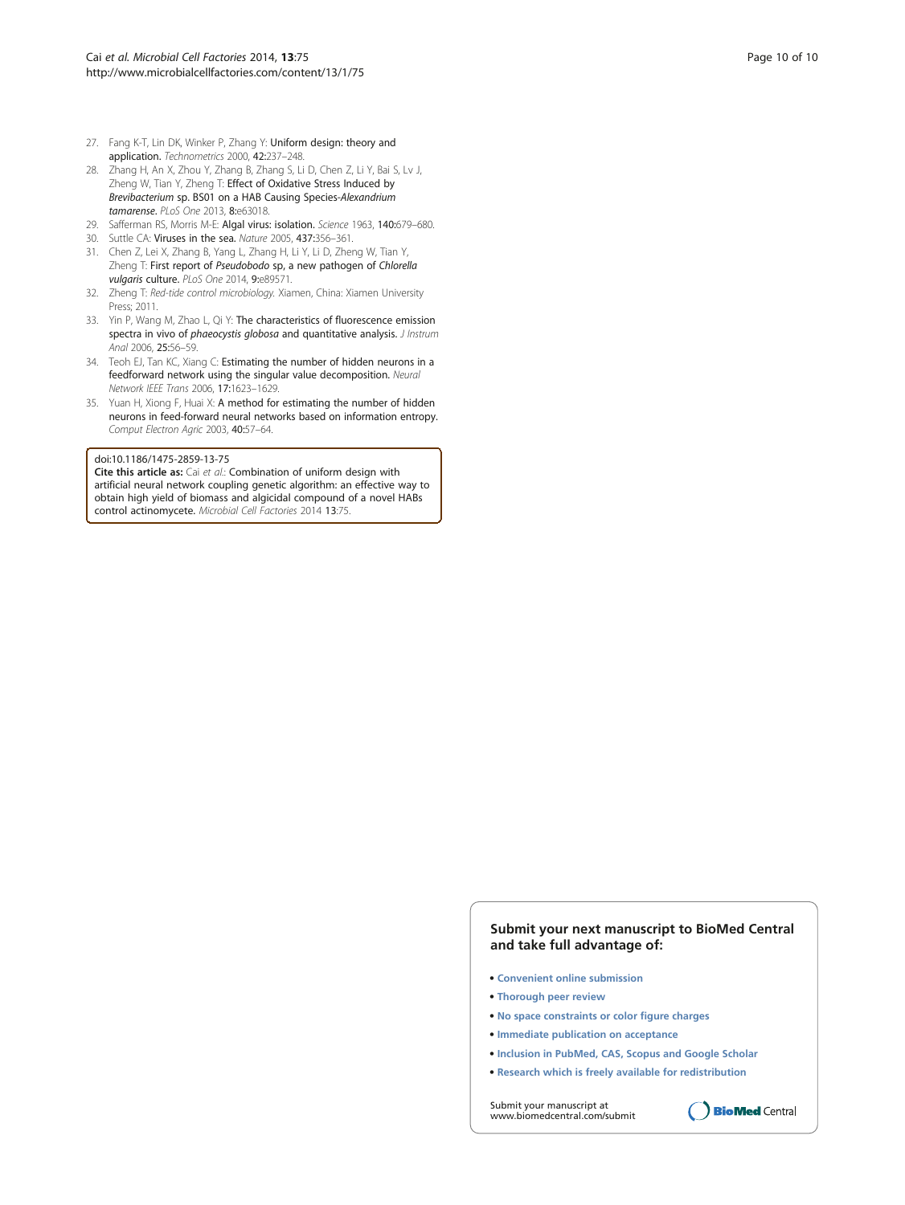27. Fang K-T, Lin DK, Winker P, Zhang Y: **Uniform design: theory and application.** *Technometrics* 2000, **42:**237–248.
28. Zhang H, An X, Zhou Y, Zhang B, Zhang S, Li D, Chen Z, Li Y, Bai S, Lv J, Zheng W, Tian Y, Zheng T: **Effect of Oxidative Stress Induced by *Brevibacterium* sp. BS01 on a HAB Causing Species-*Alexandrium tamarense*.** *PLoS One* 2013, **8:**e63018.
29. Safferman RS, Morris M-E: **Algal virus: isolation.** *Science* 1963, **140:**679–680.
30. Suttle CA: **Viruses in the sea.** *Nature* 2005, **437:**356–361.
31. Chen Z, Lei X, Zhang B, Yang L, Zhang H, Li Y, Li D, Zheng W, Tian Y, Zheng T: **First report of *Pseudobodo* sp, a new pathogen of *Chlorella vulgaris* culture.** *PLoS One* 2014, **9:**e89571.
32. Zheng T: *Red-tide control microbiology.* Xiamen, China: Xiamen University Press; 2011.
33. Yin P, Wang M, Zhao L, Qi Y: **The characteristics of fluorescence emission spectra in vivo of *phaeocystis globosa* and quantitative analysis.** *J Instrum Anal* 2006, **25:**56–59.
34. Teoh EJ, Tan KC, Xiang C: **Estimating the number of hidden neurons in a feedforward network using the singular value decomposition.** *Neural Network IEEE Trans* 2006, **17:**1623–1629.
35. Yuan H, Xiong F, Huai X: **A method for estimating the number of hidden neurons in feed-forward neural networks based on information entropy.** *Comput Electron Agric* 2003, **40:**57–64.

doi:10.1186/1475-2859-13-75

**Cite this article as:** Cai *et al.*: Combination of uniform design with artificial neural network coupling genetic algorithm: an effective way to obtain high yield of biomass and algicidal compound of a novel HABs control actinomycete. *Microbial Cell Factories* 2014 **13**:75.

**Submit your next manuscript to BioMed Central and take full advantage of:**

- **Convenient online submission**
- **Thorough peer review**
- **No space constraints or color figure charges**
- **Immediate publication on acceptance**
- **Inclusion in PubMed, CAS, Scopus and Google Scholar**
- **Research which is freely available for redistribution**

Submit your manuscript at
www.biomedcentral.com/submit

BioMed Central